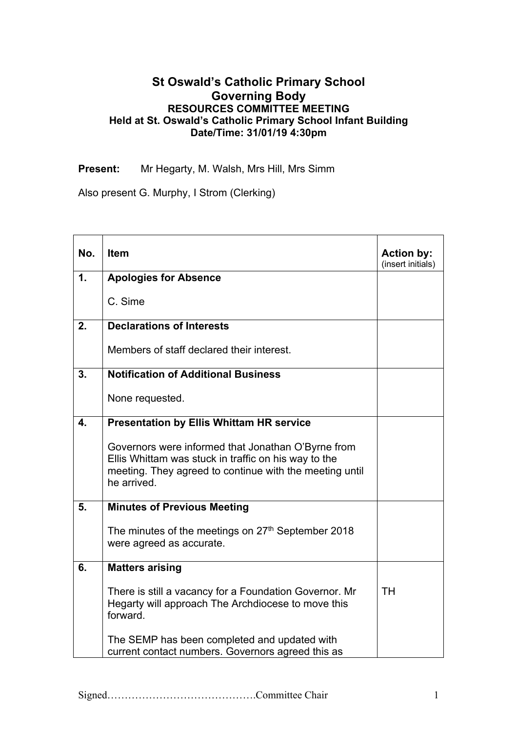# St Oswald's Catholic Primary School
# Governing Body

### RESOURCES COMMITTEE MEETING
### Held at St. Oswald's Catholic Primary School Infant Building
### Date/Time: 31/01/19 4:30pm

**Present:** Mr Hegarty, M. Walsh, Mrs Hill, Mrs Simm

Also present G. Murphy, I Strom (Clerking)

| No. | Item | Action by: (insert initials) |
|---|---|---|
| 1. | **Apologies for Absence**<br><br>C. Sime | |
| 2. | **Declarations of Interests**<br><br>Members of staff declared their interest. | |
| 3. | **Notification of Additional Business**<br><br>None requested. | |
| 4. | **Presentation by Ellis Whittam HR service**<br><br>Governors were informed that Jonathan O'Byrne from Ellis Whittam was stuck in traffic on his way to the meeting. They agreed to continue with the meeting until he arrived. | |
| 5. | **Minutes of Previous Meeting**<br><br>The minutes of the meetings on 27th September 2018 were agreed as accurate. | |
| 6. | **Matters arising**<br><br>There is still a vacancy for a Foundation Governor. Mr Hegarty will approach The Archdiocese to move this forward.<br><br>The SEMP has been completed and updated with current contact numbers. Governors agreed this as | TH |

Signed…………………………………….Committee Chair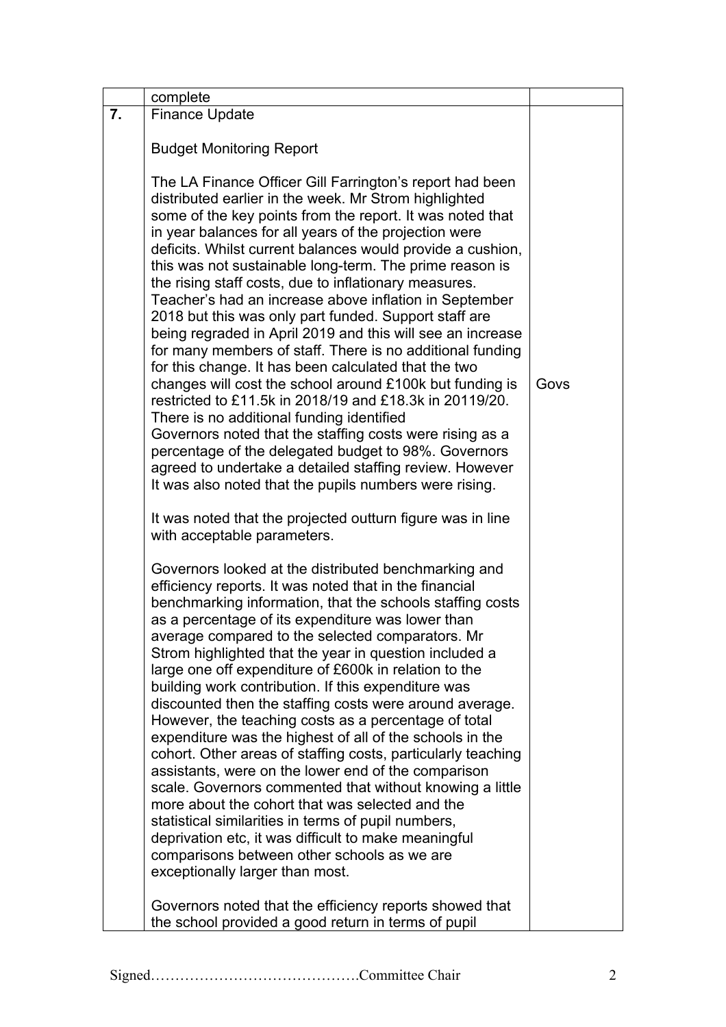|  | complete |  |
| --- | --- | --- |
| **7.** | Finance Update<br><br>Budget Monitoring Report<br><br>The LA Finance Officer Gill Farrington's report had been distributed earlier in the week. Mr Strom highlighted some of the key points from the report. It was noted that in year balances for all years of the projection were deficits. Whilst current balances would provide a cushion, this was not sustainable long-term. The prime reason is the rising staff costs, due to inflationary measures. Teacher's had an increase above inflation in September 2018 but this was only part funded. Support staff are being regraded in April 2019 and this will see an increase for many members of staff. There is no additional funding for this change. It has been calculated that the two changes will cost the school around £100k but funding is restricted to £11.5k in 2018/19 and £18.3k in 20119/20. There is no additional funding identified<br>Governors noted that the staffing costs were rising as a percentage of the delegated budget to 98%. Governors agreed to undertake a detailed staffing review. However It was also noted that the pupils numbers were rising.<br><br>It was noted that the projected outturn figure was in line with acceptable parameters.<br><br>Governors looked at the distributed benchmarking and efficiency reports. It was noted that in the financial benchmarking information, that the schools staffing costs as a percentage of its expenditure was lower than average compared to the selected comparators. Mr Strom highlighted that the year in question included a large one off expenditure of £600k in relation to the building work contribution. If this expenditure was discounted then the staffing costs were around average. However, the teaching costs as a percentage of total expenditure was the highest of all of the schools in the cohort. Other areas of staffing costs, particularly teaching assistants, were on the lower end of the comparison scale. Governors commented that without knowing a little more about the cohort that was selected and the statistical similarities in terms of pupil numbers, deprivation etc, it was difficult to make meaningful comparisons between other schools as we are exceptionally larger than most.<br><br>Governors noted that the efficiency reports showed that the school provided a good return in terms of pupil | Govs |

Signed…………………………………….Committee Chair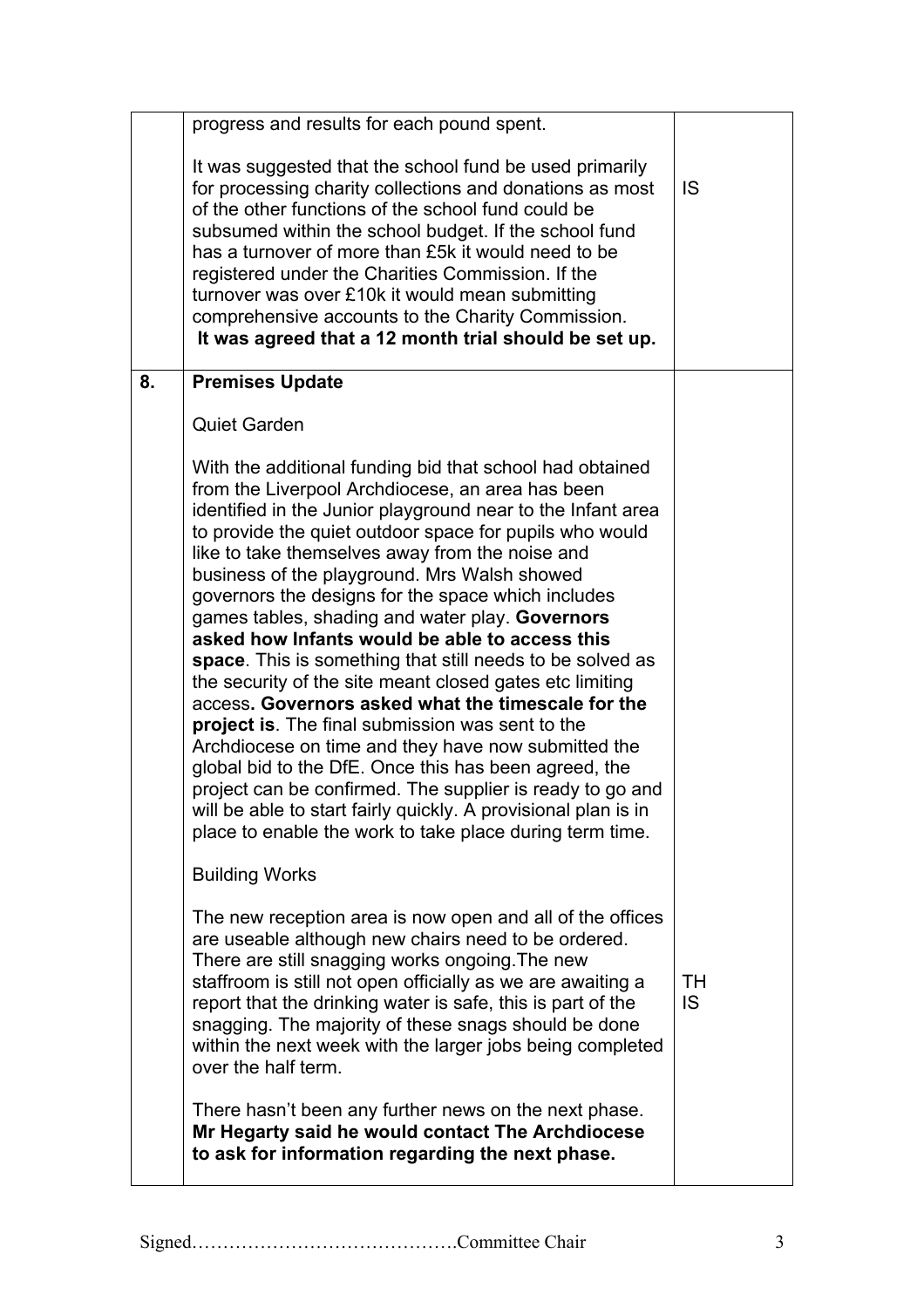|  |  |  |
|---|---|---|
|  | progress and results for each pound spent.<br><br>It was suggested that the school fund be used primarily for processing charity collections and donations as most of the other functions of the school fund could be subsumed within the school budget. If the school fund has a turnover of more than £5k it would need to be registered under the Charities Commission. If the turnover was over £10k it would mean submitting comprehensive accounts to the Charity Commission.<br>**It was agreed that a 12 month trial should be set up.** | IS |
| **8.** | **Premises Update**<br><br>Quiet Garden<br><br>With the additional funding bid that school had obtained from the Liverpool Archdiocese, an area has been identified in the Junior playground near to the Infant area to provide the quiet outdoor space for pupils who would like to take themselves away from the noise and business of the playground. Mrs Walsh showed governors the designs for the space which includes games tables, shading and water play. **Governors asked how Infants would be able to access this space**. This is something that still needs to be solved as the security of the site meant closed gates etc limiting access**. Governors asked what the timescale for the project is**. The final submission was sent to the Archdiocese on time and they have now submitted the global bid to the DfE. Once this has been agreed, the project can be confirmed. The supplier is ready to go and will be able to start fairly quickly. A provisional plan is in place to enable the work to take place during term time.<br><br>Building Works<br><br>The new reception area is now open and all of the offices are useable although new chairs need to be ordered. There are still snagging works ongoing.The new staffroom is still not open officially as we are awaiting a report that the drinking water is safe, this is part of the snagging. The majority of these snags should be done within the next week with the larger jobs being completed over the half term.<br><br>There hasn't been any further news on the next phase.<br>**Mr Hegarty said he would contact The Archdiocese to ask for information regarding the next phase.** | TH<br>IS |

Signed…………………………………….Committee Chair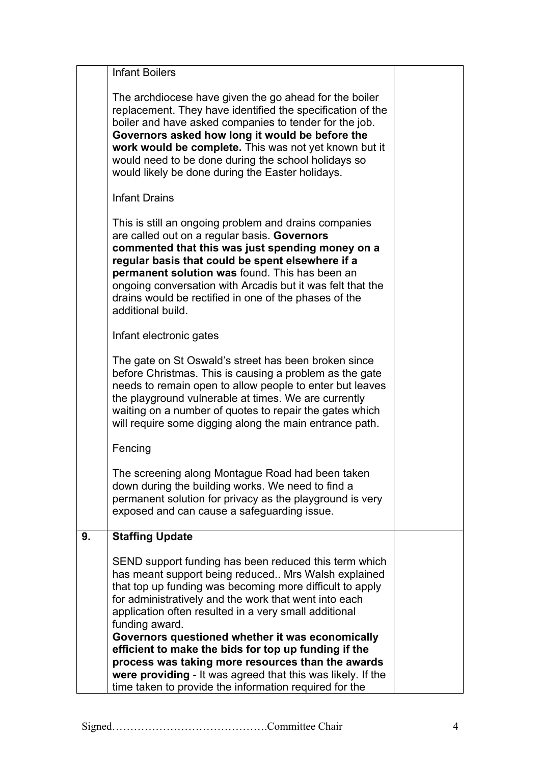| | | |
|---|---|---|
| | Infant Boilers<br><br>The archdiocese have given the go ahead for the boiler replacement. They have identified the specification of the boiler and have asked companies to tender for the job. **Governors asked how long it would be before the work would be complete.** This was not yet known but it would need to be done during the school holidays so would likely be done during the Easter holidays.<br><br>Infant Drains<br><br>This is still an ongoing problem and drains companies are called out on a regular basis. **Governors commented that this was just spending money on a regular basis that could be spent elsewhere if a permanent solution was** found. This has been an ongoing conversation with Arcadis but it was felt that the drains would be rectified in one of the phases of the additional build.<br><br>Infant electronic gates<br><br>The gate on St Oswald's street has been broken since before Christmas. This is causing a problem as the gate needs to remain open to allow people to enter but leaves the playground vulnerable at times. We are currently waiting on a number of quotes to repair the gates which will require some digging along the main entrance path.<br><br>Fencing<br><br>The screening along Montague Road had been taken down during the building works. We need to find a permanent solution for privacy as the playground is very exposed and can cause a safeguarding issue. | |
| **9.** | **Staffing Update**<br><br>SEND support funding has been reduced this term which has meant support being reduced.. Mrs Walsh explained that top up funding was becoming more difficult to apply for administratively and the work that went into each application often resulted in a very small additional funding award.<br>**Governors questioned whether it was economically efficient to make the bids for top up funding if the process was taking more resources than the awards were providing** - It was agreed that this was likely. If the time taken to provide the information required for the | |

Signed…………………………………….Committee Chair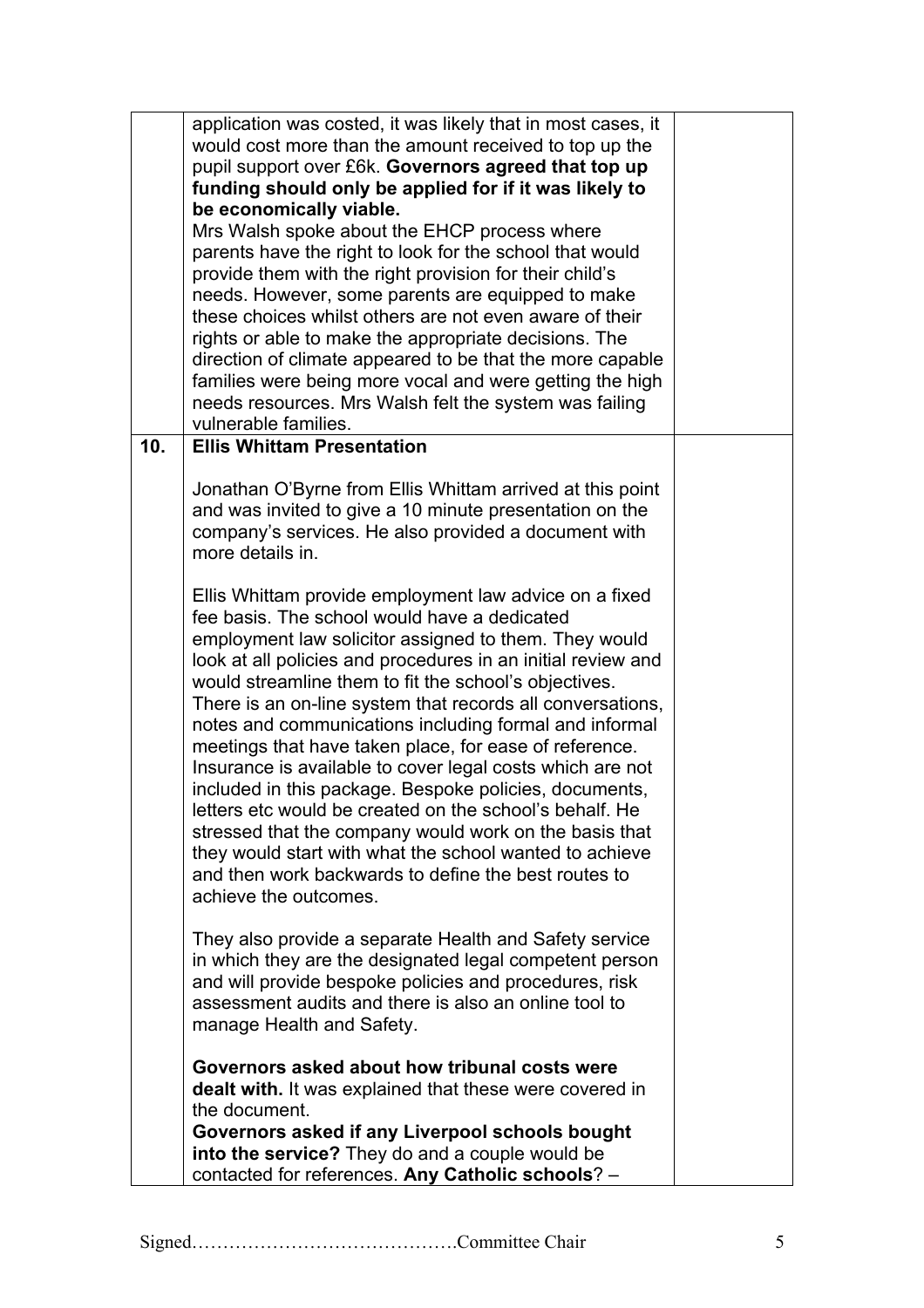| | | |
|---|---|---|
| | application was costed, it was likely that in most cases, it would cost more than the amount received to top up the pupil support over £6k. **Governors agreed that top up funding should only be applied for if it was likely to be economically viable.**<br>Mrs Walsh spoke about the EHCP process where parents have the right to look for the school that would provide them with the right provision for their child's needs. However, some parents are equipped to make these choices whilst others are not even aware of their rights or able to make the appropriate decisions. The direction of climate appeared to be that the more capable families were being more vocal and were getting the high needs resources. Mrs Walsh felt the system was failing vulnerable families. | |
| **10.** | **Ellis Whittam Presentation**<br><br>Jonathan O'Byrne from Ellis Whittam arrived at this point and was invited to give a 10 minute presentation on the company's services. He also provided a document with more details in.<br><br>Ellis Whittam provide employment law advice on a fixed fee basis. The school would have a dedicated employment law solicitor assigned to them. They would look at all policies and procedures in an initial review and would streamline them to fit the school's objectives. There is an on-line system that records all conversations, notes and communications including formal and informal meetings that have taken place, for ease of reference. Insurance is available to cover legal costs which are not included in this package. Bespoke policies, documents, letters etc would be created on the school's behalf. He stressed that the company would work on the basis that they would start with what the school wanted to achieve and then work backwards to define the best routes to achieve the outcomes.<br><br>They also provide a separate Health and Safety service in which they are the designated legal competent person and will provide bespoke policies and procedures, risk assessment audits and there is also an online tool to manage Health and Safety.<br><br>**Governors asked about how tribunal costs were dealt with.** It was explained that these were covered in the document.<br>**Governors asked if any Liverpool schools bought into the service?** They do and a couple would be contacted for references. **Any Catholic schools**? – | |

Signed…………………………………….Committee Chair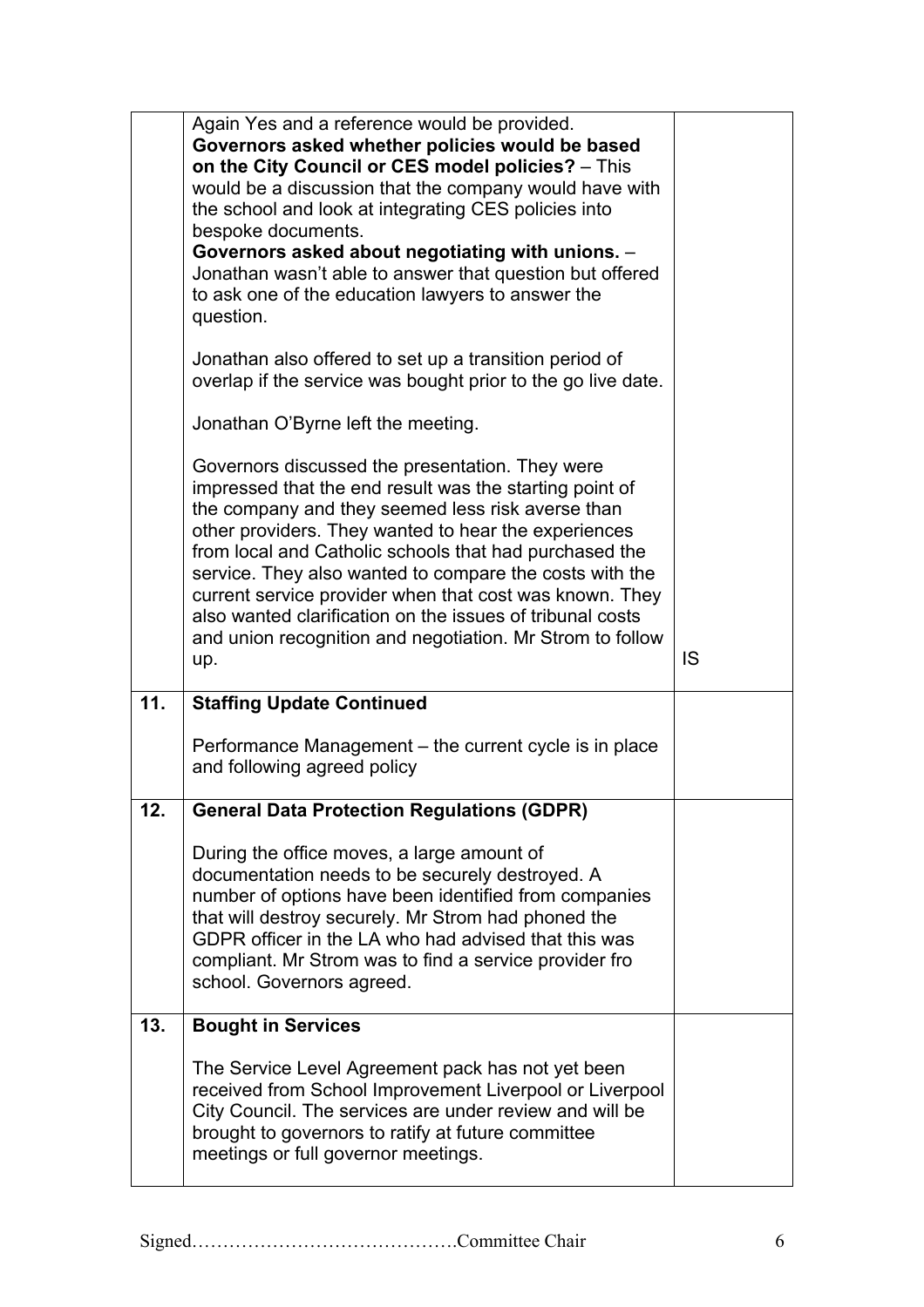| | | |
|---|---|---|
| | Again Yes and a reference would be provided.<br>**Governors asked whether policies would be based on the City Council or CES model policies?** – This would be a discussion that the company would have with the school and look at integrating CES policies into bespoke documents.<br>**Governors asked about negotiating with unions.** – Jonathan wasn't able to answer that question but offered to ask one of the education lawyers to answer the question.<br><br>Jonathan also offered to set up a transition period of overlap if the service was bought prior to the go live date.<br><br>Jonathan O'Byrne left the meeting.<br><br>Governors discussed the presentation. They were impressed that the end result was the starting point of the company and they seemed less risk averse than other providers. They wanted to hear the experiences from local and Catholic schools that had purchased the service. They also wanted to compare the costs with the current service provider when that cost was known. They also wanted clarification on the issues of tribunal costs and union recognition and negotiation. Mr Strom to follow up. | IS |
| **11.** | **Staffing Update Continued**<br><br>Performance Management – the current cycle is in place and following agreed policy | |
| **12.** | **General Data Protection Regulations (GDPR)**<br><br>During the office moves, a large amount of documentation needs to be securely destroyed. A number of options have been identified from companies that will destroy securely. Mr Strom had phoned the GDPR officer in the LA who had advised that this was compliant. Mr Strom was to find a service provider fro school. Governors agreed. | |
| **13.** | **Bought in Services**<br><br>The Service Level Agreement pack has not yet been received from School Improvement Liverpool or Liverpool City Council. The services are under review and will be brought to governors to ratify at future committee meetings or full governor meetings. | |

Signed…………………………………….Committee Chair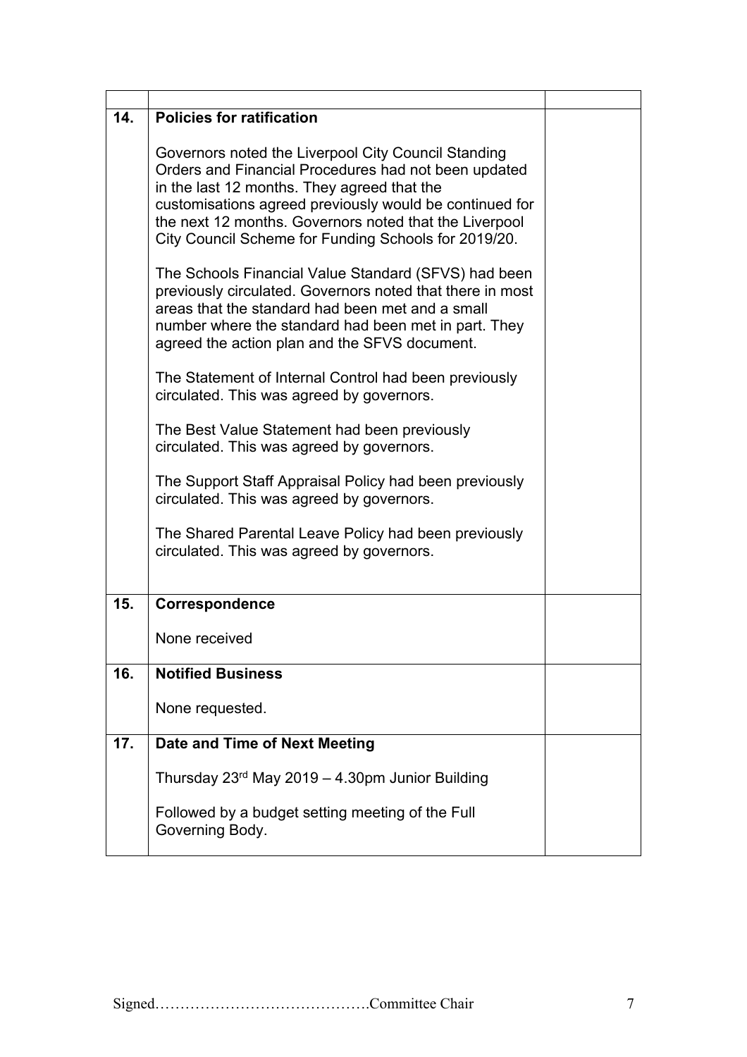| | | |
|---|---|---|
| **14.** | **Policies for ratification**<br><br>Governors noted the Liverpool City Council Standing Orders and Financial Procedures had not been updated in the last 12 months. They agreed that the customisations agreed previously would be continued for the next 12 months. Governors noted that the Liverpool City Council Scheme for Funding Schools for 2019/20.<br><br>The Schools Financial Value Standard (SFVS) had been previously circulated. Governors noted that there in most areas that the standard had been met and a small number where the standard had been met in part. They agreed the action plan and the SFVS document.<br><br>The Statement of Internal Control had been previously circulated. This was agreed by governors.<br><br>The Best Value Statement had been previously circulated. This was agreed by governors.<br><br>The Support Staff Appraisal Policy had been previously circulated. This was agreed by governors.<br><br>The Shared Parental Leave Policy had been previously circulated. This was agreed by governors. | |
| **15.** | **Correspondence**<br><br>None received | |
| **16.** | **Notified Business**<br><br>None requested. | |
| **17.** | **Date and Time of Next Meeting**<br><br>Thursday 23rd May 2019 – 4.30pm Junior Building<br><br>Followed by a budget setting meeting of the Full Governing Body. | |

Signed…………………………………….Committee Chair